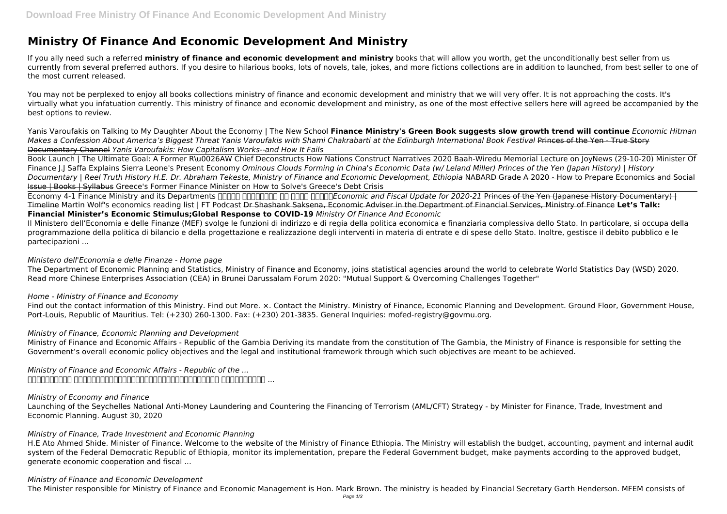# Ministry Of Finance And Economic Development And Ministry

If you ally need such a referred **ministry of finance and economic development and ministry** books that will allow you worth, get the unconditionally best seller from us currently from several preferred authors. If you desire to hilarious books, lots of novels, tale, jokes, and more fictions collections are in addition to launched, from best seller to one of the most current released.

You may not be perplexed to enjoy all books collections ministry of finance and economic development and ministry that we will very offer. It is not approaching the costs. It's virtually what you infatuation currently. This ministry of finance and economic development and ministry, as one of the most effective sellers here will agreed be accompanied by the best options to review.

Yanis Varoufakis on Talking to My Daughter About the Economy | The New School **Finance Ministry's Green Book suggests slow growth trend will continue** *Economic Hitman Makes a Confession About America's Biggest Threat Yanis Varoufakis with Shami Chakrabarti at the Edinburgh International Book Festival* Princes of the Yen - True Story Documentary Channel *Yanis Varoufakis: How Capitalism Works--and How It Fails*

Book Launch | The Ultimate Goal: A Former R\u0026AW Chief Deconstructs How Nations Construct Narratives 2020 Baah-Wiredu Memorial Lecture on JoyNews (29-10-20) Minister Of Finance J.J Saffa Explains Sierra Leone's Present Economy *Ominous Clouds Forming in China's Economic Data (w/ Leland Miller) Princes of the Yen (Japan History) | History Documentary | Reel Truth History H.E. Dr. Abraham Tekeste, Ministry of Finance and Economic Development, Ethiopia* NABARD Grade A 2020 - How to Prepare Economics and Social Issue | Books | Syllabus Greece's Former Finance Minister on How to Solve's Greece's Debt Crisis

Economy 4-1 Finance Ministry and its Departments *Economic and Fiscal Update for 2020-21* Princes of the Yen (Japanese History Documentary) | Timeline Martin Wolf's economics reading list | FT Podcast Dr Shashank Saksena, Economic Adviser in the Department of Financial Services, Ministry of Finance **Let's Talk: Financial Minister's Economic Stimulus;Global Response to COVID-19** *Ministry Of Finance And Economic*

Il Ministero dell'Economia e delle Finanze (MEF) svolge le funzioni di indirizzo e di regia della politica economica e finanziaria complessiva dello Stato. In particolare, si occupa della programmazione della politica di bilancio e della progettazione e realizzazione degli interventi in materia di entrate e di spese dello Stato. Inoltre, gestisce il debito pubblico e le partecipazioni ...

*Ministero dell'Economia e delle Finanze - Home page*

The Department of Economic Planning and Statistics, Ministry of Finance and Economy, joins statistical agencies around the world to celebrate World Statistics Day (WSD) 2020. Read more Chinese Enterprises Association (CEA) in Brunei Darussalam Forum 2020: "Mutual Support & Overcoming Challenges Together"

*Home - Ministry of Finance and Economy*

Find out the contact information of this Ministry. Find out More. ×. Contact the Ministry. Ministry of Finance, Economic Planning and Development. Ground Floor, Government House, Port-Louis, Republic of Mauritius. Tel: (+230) 260-1300. Fax: (+230) 201-3835. General Inquiries: mofed-registry@govmu.org.

*Ministry of Finance, Economic Planning and Development*

Ministry of Finance and Economic Affairs - Republic of the Gambia Deriving its mandate from the constitution of The Gambia, the Ministry of Finance is responsible for setting the Government's overall economic policy objectives and the legal and institutional framework through which such objectives are meant to be achieved.

*Ministry of Finance and Economic Affairs - Republic of the ...*

...

*Ministry of Economy and Finance*

Launching of the Seychelles National Anti-Money Laundering and Countering the Financing of Terrorism (AML/CFT) Strategy - by Minister for Finance, Trade, Investment and Economic Planning. August 30, 2020

*Ministry of Finance, Trade Investment and Economic Planning*

H.E Ato Ahmed Shide. Minister of Finance. Welcome to the website of the Ministry of Finance Ethiopia. The Ministry will establish the budget, accounting, payment and internal audit system of the Federal Democratic Republic of Ethiopia, monitor its implementation, prepare the Federal Government budget, make payments according to the approved budget, generate economic cooperation and fiscal ...

*Ministry of Finance and Economic Development*

The Minister responsible for Ministry of Finance and Economic Management is Hon. Mark Brown. The ministry is headed by Financial Secretary Garth Henderson. MFEM consists of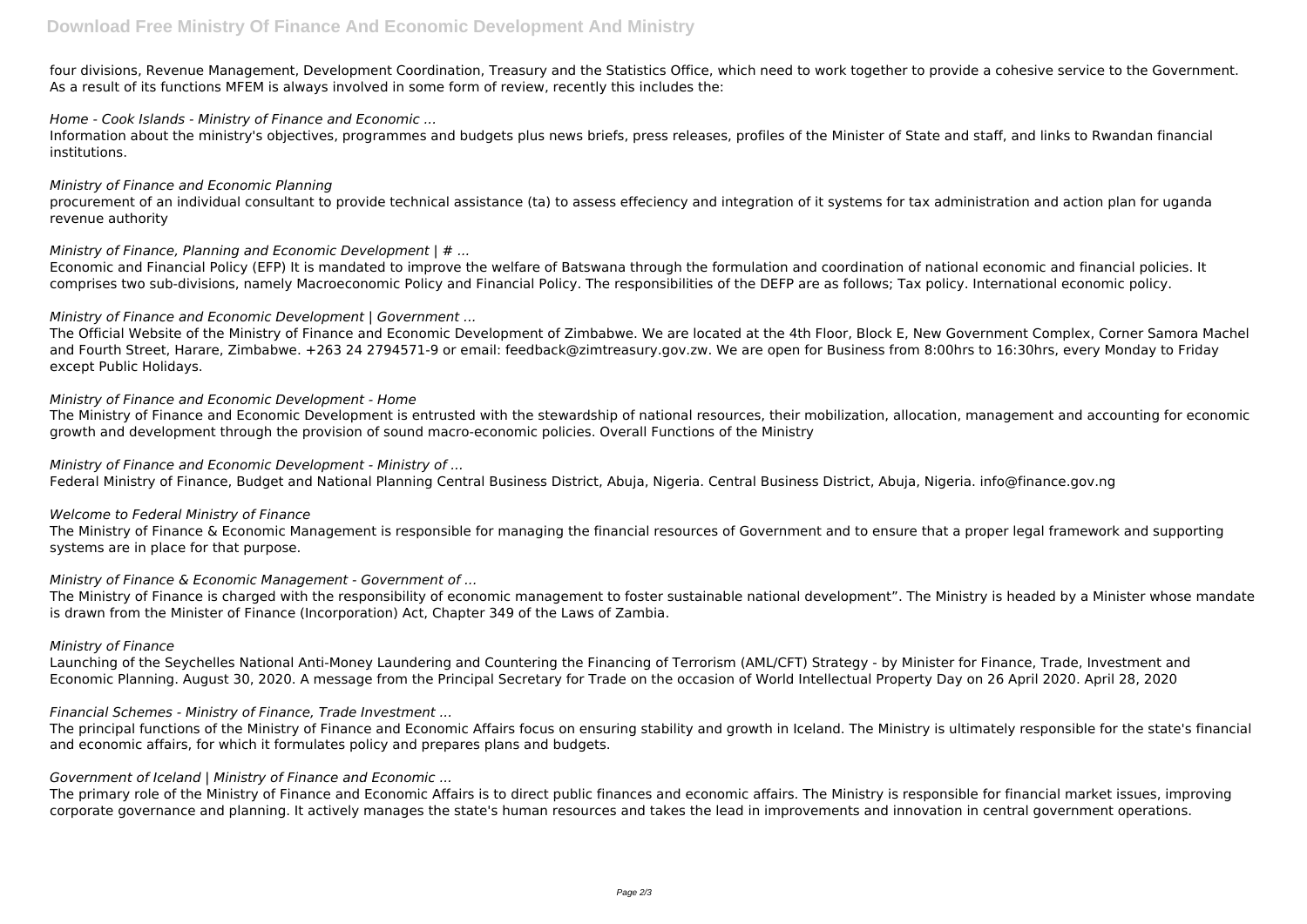four divisions, Revenue Management, Development Coordination, Treasury and the Statistics Office, which need to work together to provide a cohesive service to the Government. As a result of its functions MFEM is always involved in some form of review, recently this includes the:

*Home - Cook Islands - Ministry of Finance and Economic ...*

Information about the ministry's objectives, programmes and budgets plus news briefs, press releases, profiles of the Minister of State and staff, and links to Rwandan financial institutions.

*Ministry of Finance and Economic Planning*

procurement of an individual consultant to provide technical assistance (ta) to assess effeciency and integration of it systems for tax administration and action plan for uganda revenue authority

*Ministry of Finance, Planning and Economic Development | # ...*

Economic and Financial Policy (EFP) It is mandated to improve the welfare of Batswana through the formulation and coordination of national economic and financial policies. It comprises two sub-divisions, namely Macroeconomic Policy and Financial Policy. The responsibilities of the DEFP are as follows; Tax policy. International economic policy.

*Ministry of Finance and Economic Development | Government ...*

The Official Website of the Ministry of Finance and Economic Development of Zimbabwe. We are located at the 4th Floor, Block E, New Government Complex, Corner Samora Machel and Fourth Street, Harare, Zimbabwe. +263 24 2794571-9 or email: feedback@zimtreasury.gov.zw. We are open for Business from 8:00hrs to 16:30hrs, every Monday to Friday except Public Holidays.

*Ministry of Finance and Economic Development - Home*

The Ministry of Finance and Economic Development is entrusted with the stewardship of national resources, their mobilization, allocation, management and accounting for economic growth and development through the provision of sound macro-economic policies. Overall Functions of the Ministry

*Ministry of Finance and Economic Development - Ministry of ...*

Federal Ministry of Finance, Budget and National Planning Central Business District, Abuja, Nigeria. Central Business District, Abuja, Nigeria. info@finance.gov.ng

*Welcome to Federal Ministry of Finance*

The Ministry of Finance & Economic Management is responsible for managing the financial resources of Government and to ensure that a proper legal framework and supporting systems are in place for that purpose.

*Ministry of Finance & Economic Management - Government of ...*

The Ministry of Finance is charged with the responsibility of economic management to foster sustainable national development". The Ministry is headed by a Minister whose mandate is drawn from the Minister of Finance (Incorporation) Act, Chapter 349 of the Laws of Zambia.

*Ministry of Finance*

Launching of the Seychelles National Anti-Money Laundering and Countering the Financing of Terrorism (AML/CFT) Strategy - by Minister for Finance, Trade, Investment and Economic Planning. August 30, 2020. A message from the Principal Secretary for Trade on the occasion of World Intellectual Property Day on 26 April 2020. April 28, 2020

*Financial Schemes - Ministry of Finance, Trade Investment ...*

The principal functions of the Ministry of Finance and Economic Affairs focus on ensuring stability and growth in Iceland. The Ministry is ultimately responsible for the state's financial and economic affairs, for which it formulates policy and prepares plans and budgets.

*Government of Iceland | Ministry of Finance and Economic ...*

The primary role of the Ministry of Finance and Economic Affairs is to direct public finances and economic affairs. The Ministry is responsible for financial market issues, improving corporate governance and planning. It actively manages the state's human resources and takes the lead in improvements and innovation in central government operations.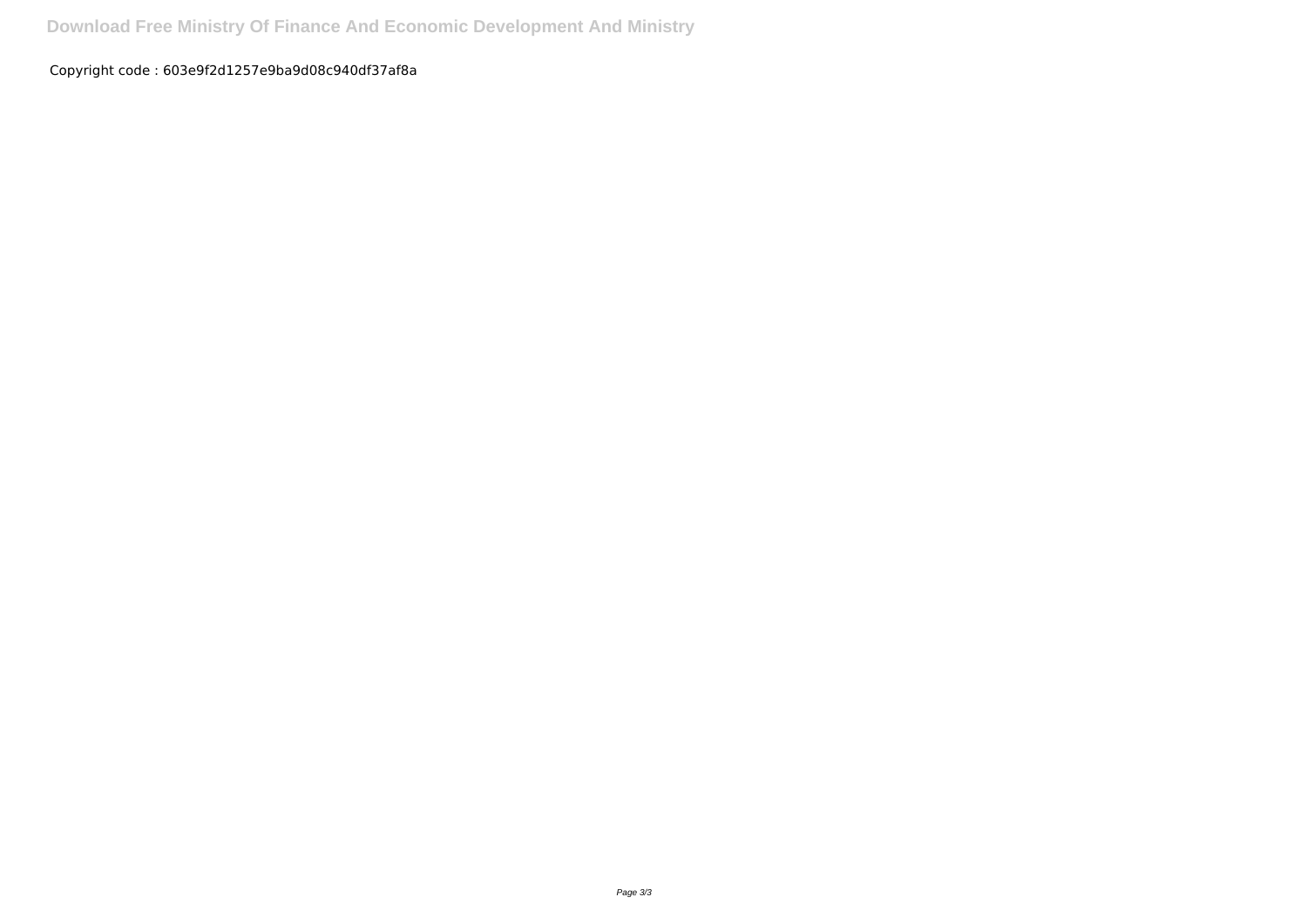Copyright code : 603e9f2d1257e9ba9d08c940df37af8a